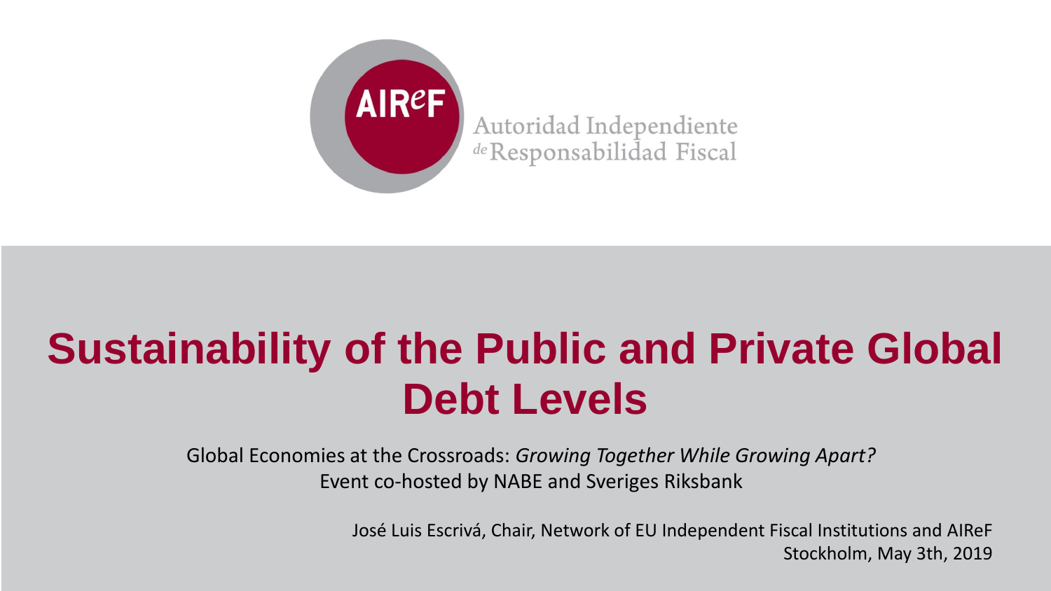AIReF

Autoridad Independiente de Responsabilidad Fiscal

# Sustainability of the Public and Private Global Debt Levels

Global Economies at the Crossroads: *Growing Together While Growing Apart?*
Event co-hosted by NABE and Sveriges Riksbank

José Luis Escrivá, Chair, Network of EU Independent Fiscal Institutions and AIReF
Stockholm, May 3th, 2019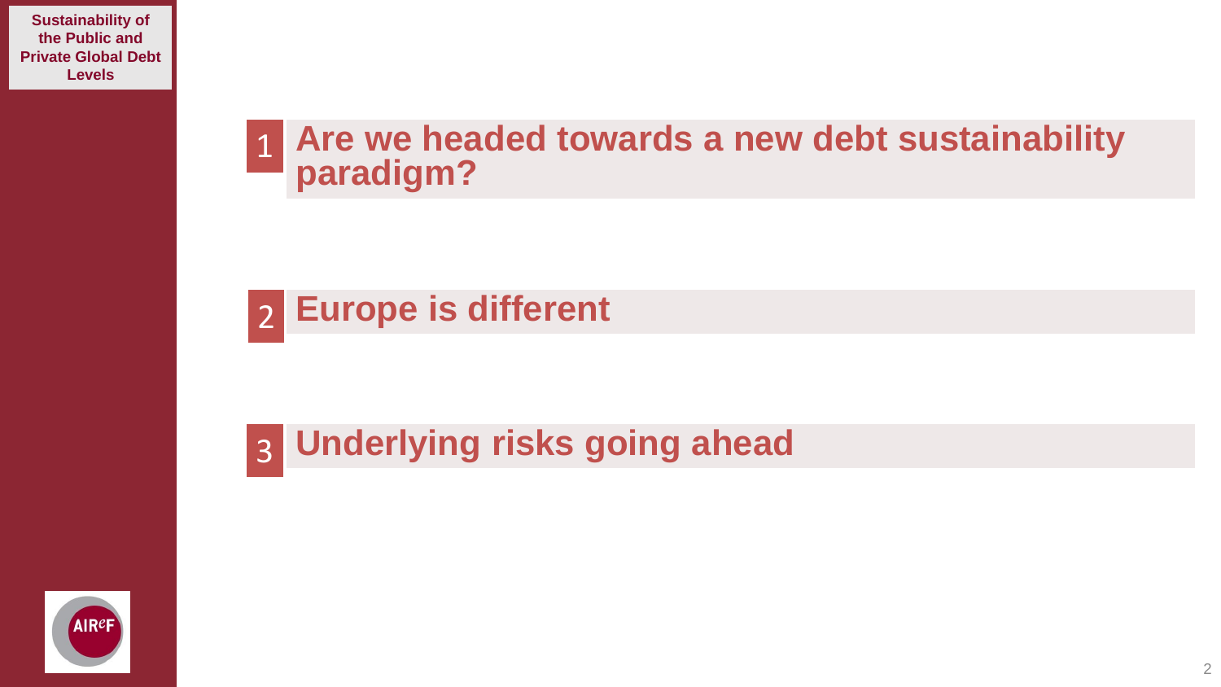1. **Are we headed towards a new debt sustainability paradigm?**

2. **Europe is different**

3. **Underlying risks going ahead**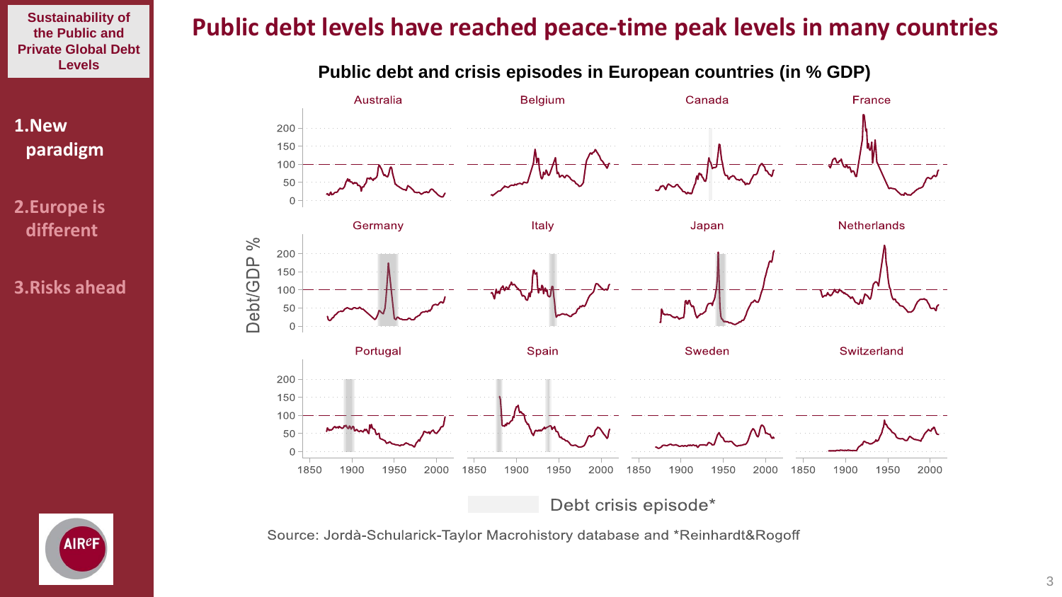Sustainability of the Public and Private Global Debt Levels

1. New paradigm
2. Europe is different
3. Risks ahead

# Public debt levels have reached peace-time peak levels in many countries

**Public debt and crisis episodes in European countries (in % GDP)**

Australia, Belgium, Canada, France, Germany, Italy, Japan, Netherlands, Portugal, Spain, Sweden, Switzerland

Debt/GDP %

Debt crisis episode*

Source: Jordà-Schularick-Taylor Macrohistory database and *Reinhardt&Rogoff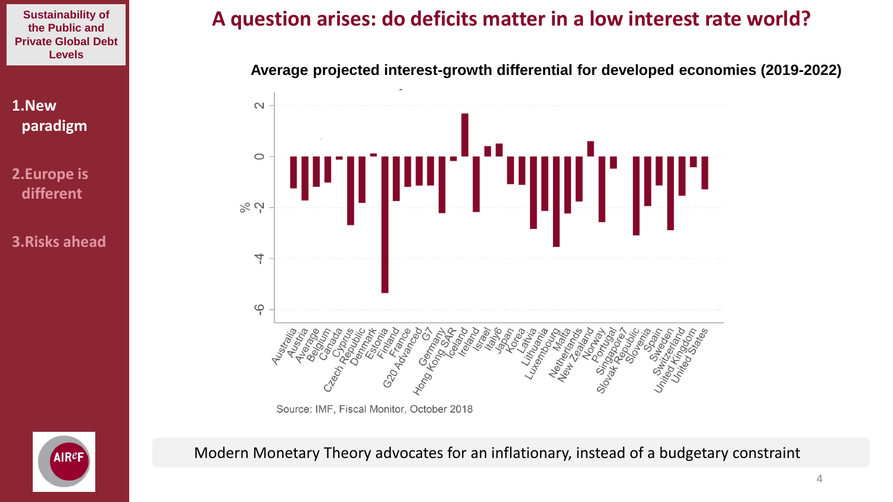Sustainability of the Public and Private Global Debt Levels

1. New paradigm
2. Europe is different
3. Risks ahead

# A question arises: do deficits matter in a low interest rate world?

**Average projected interest-growth differential for developed economies (2019-2022)**

Source: IMF, Fiscal Monitor, October 2018

Modern Monetary Theory advocates for an inflationary, instead of a budgetary constraint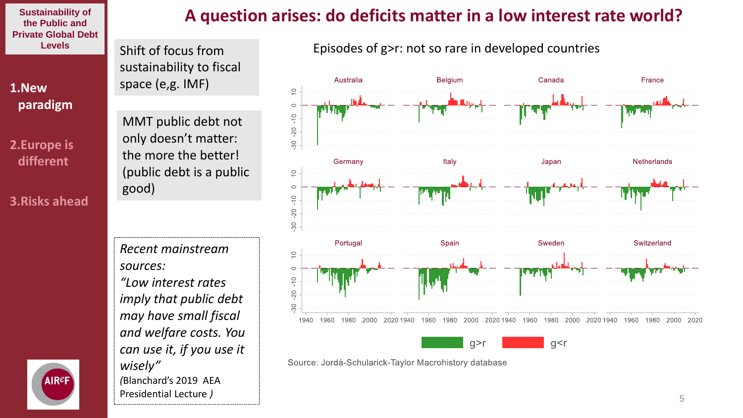# A question arises: do deficits matter in a low interest rate world?

**Sustainability of the Public and Private Global Debt Levels**

1. **New paradigm**
2. Europe is different
3. Risks ahead

Shift of focus from sustainability to fiscal space (e,g. IMF)

MMT public debt not only doesn't matter: the more the better! (public debt is a public good)

*Recent mainstream sources:*
*"Low interest rates imply that public debt may have small fiscal and welfare costs. You can use it, if you use it wisely"*
*(*Blanchard's 2019 AEA Presidential Lecture *)*

Episodes of g>r: not so rare in developed countries

Source: Jordà-Schularick-Taylor Macrohistory database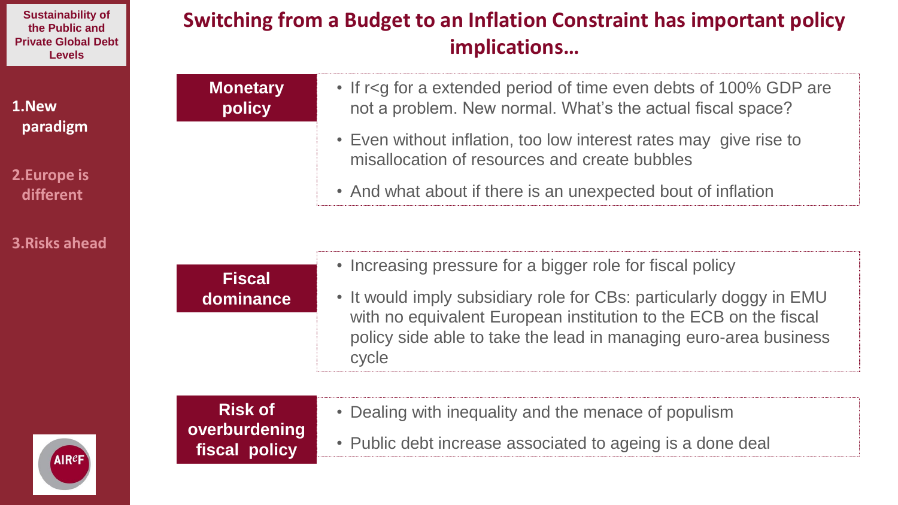# Switching from a Budget to an Inflation Constraint has important policy implications…

**Monetary policy**

- If r<g for a extended period of time even debts of 100% GDP are not a problem. New normal. What's the actual fiscal space?
- Even without inflation, too low interest rates may give rise to misallocation of resources and create bubbles
- And what about if there is an unexpected bout of inflation

**Fiscal dominance**

- Increasing pressure for a bigger role for fiscal policy
- It would imply subsidiary role for CBs: particularly doggy in EMU with no equivalent European institution to the ECB on the fiscal policy side able to take the lead in managing euro-area business cycle

**Risk of overburdening fiscal policy**

- Dealing with inequality and the menace of populism
- Public debt increase associated to ageing is a done deal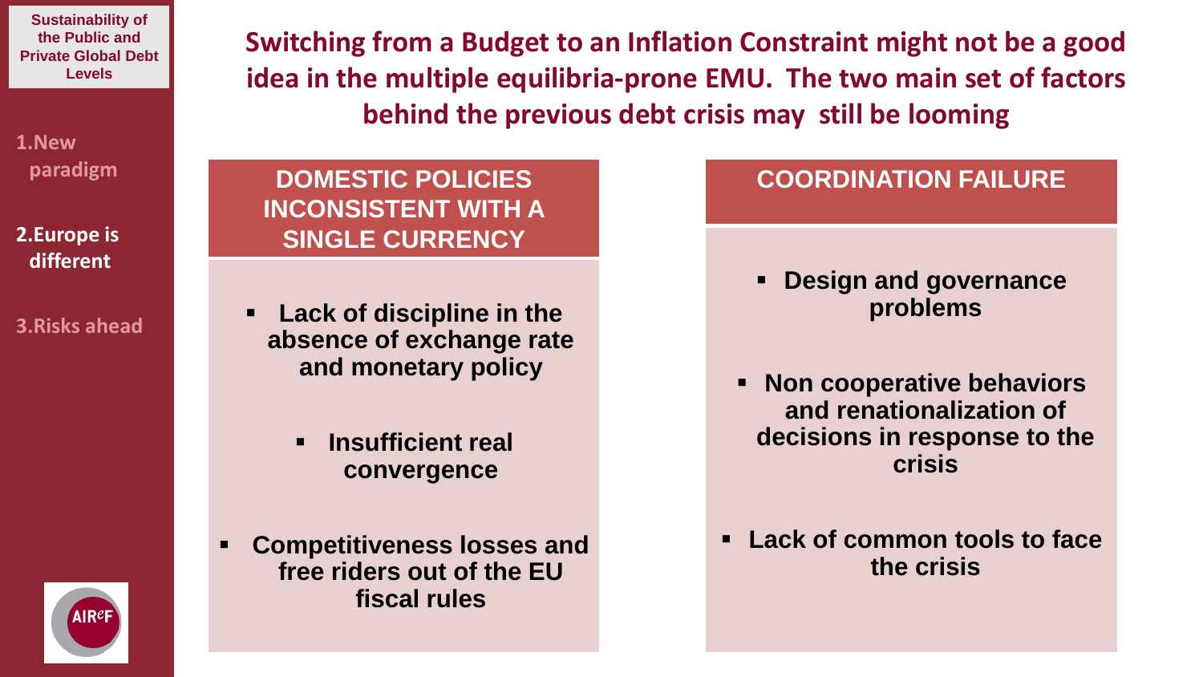# Switching from a Budget to an Inflation Constraint might not be a good idea in the multiple equilibria-prone EMU. The two main set of factors behind the previous debt crisis may still be looming

## DOMESTIC POLICIES INCONSISTENT WITH A SINGLE CURRENCY

- **Lack of discipline in the absence of exchange rate and monetary policy**
- **Insufficient real convergence**
- **Competitiveness losses and free riders out of the EU fiscal rules**

## COORDINATION FAILURE

- **Design and governance problems**
- **Non cooperative behaviors and renationalization of decisions in response to the crisis**
- **Lack of common tools to face the crisis**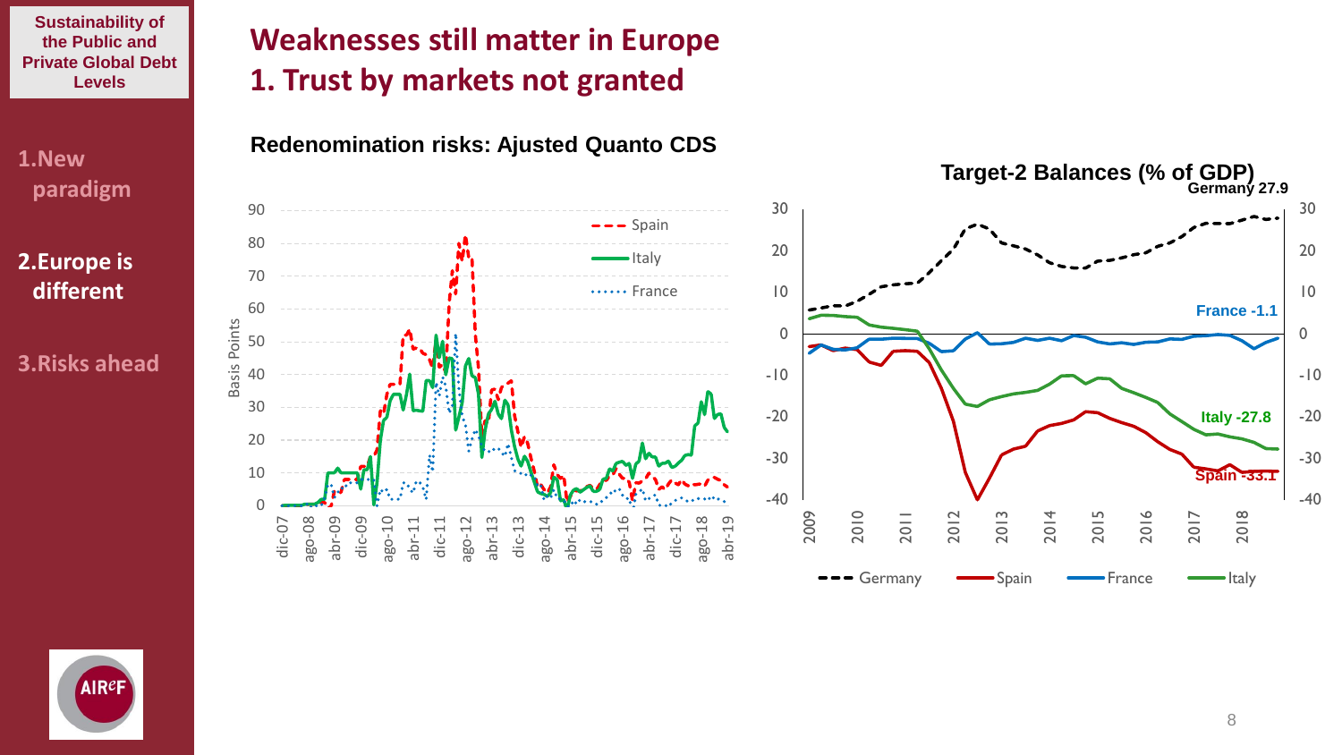# Weaknesses still matter in Europe
## 1. Trust by markets not granted

**Redenomination risks: Ajusted Quanto CDS**

**Target-2 Balances (% of GDP)**

Germany 27.9

France -1.1

Italy -27.8

Spain -33.1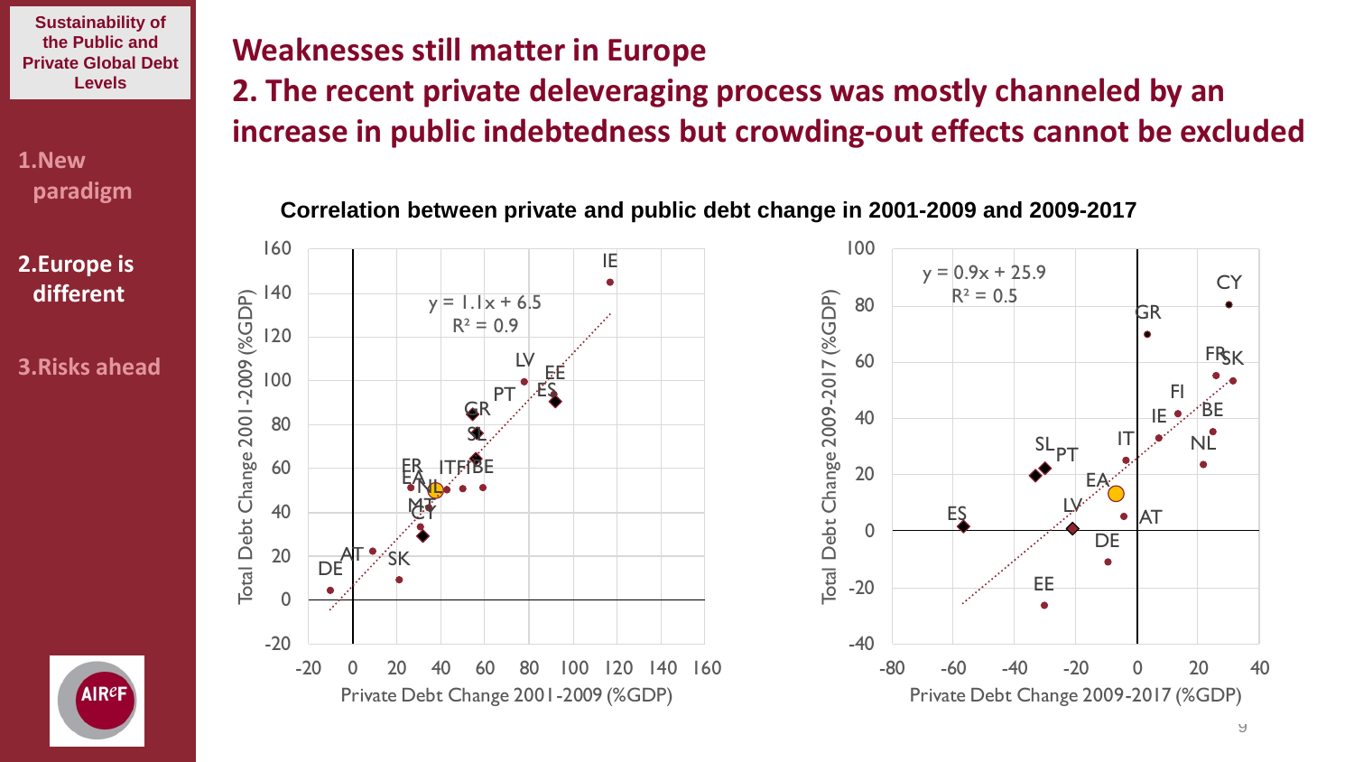Sustainability of the Public and Private Global Debt Levels

1. New paradigm

2. Europe is different

3. Risks ahead

# Weaknesses still matter in Europe

## 2. The recent private deleveraging process was mostly channeled by an increase in public indebtedness but crowding-out effects cannot be excluded

**Correlation between private and public debt change in 2001-2009 and 2009-2017**

Left chart: Total Debt Change 2001-2009 (%GDP) vs. Private Debt Change 2001-2009 (%GDP); $y = 1.1x + 6.5$, $R^2 = 0.9$

Right chart: Total Debt Change 2009-2017 (%GDP) vs. Private Debt Change 2009-2017 (%GDP); $y = 0.9x + 25.9$, $R^2 = 0.5$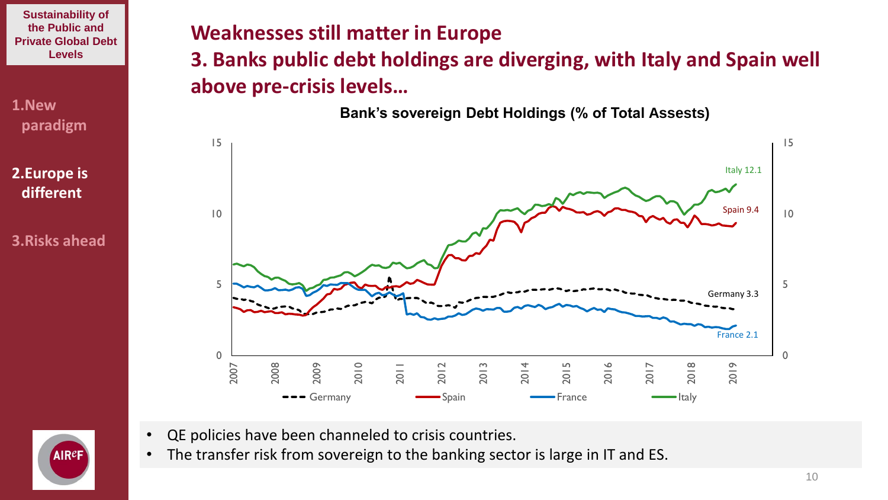# Weaknesses still matter in Europe

## 3. Banks public debt holdings are diverging, with Italy and Spain well above pre-crisis levels…

**Bank's sovereign Debt Holdings (% of Total Assests)**

Italy 12.1
Spain 9.4
Germany 3.3
France 2.1

- QE policies have been channeled to crisis countries.
- The transfer risk from sovereign to the banking sector is large in IT and ES.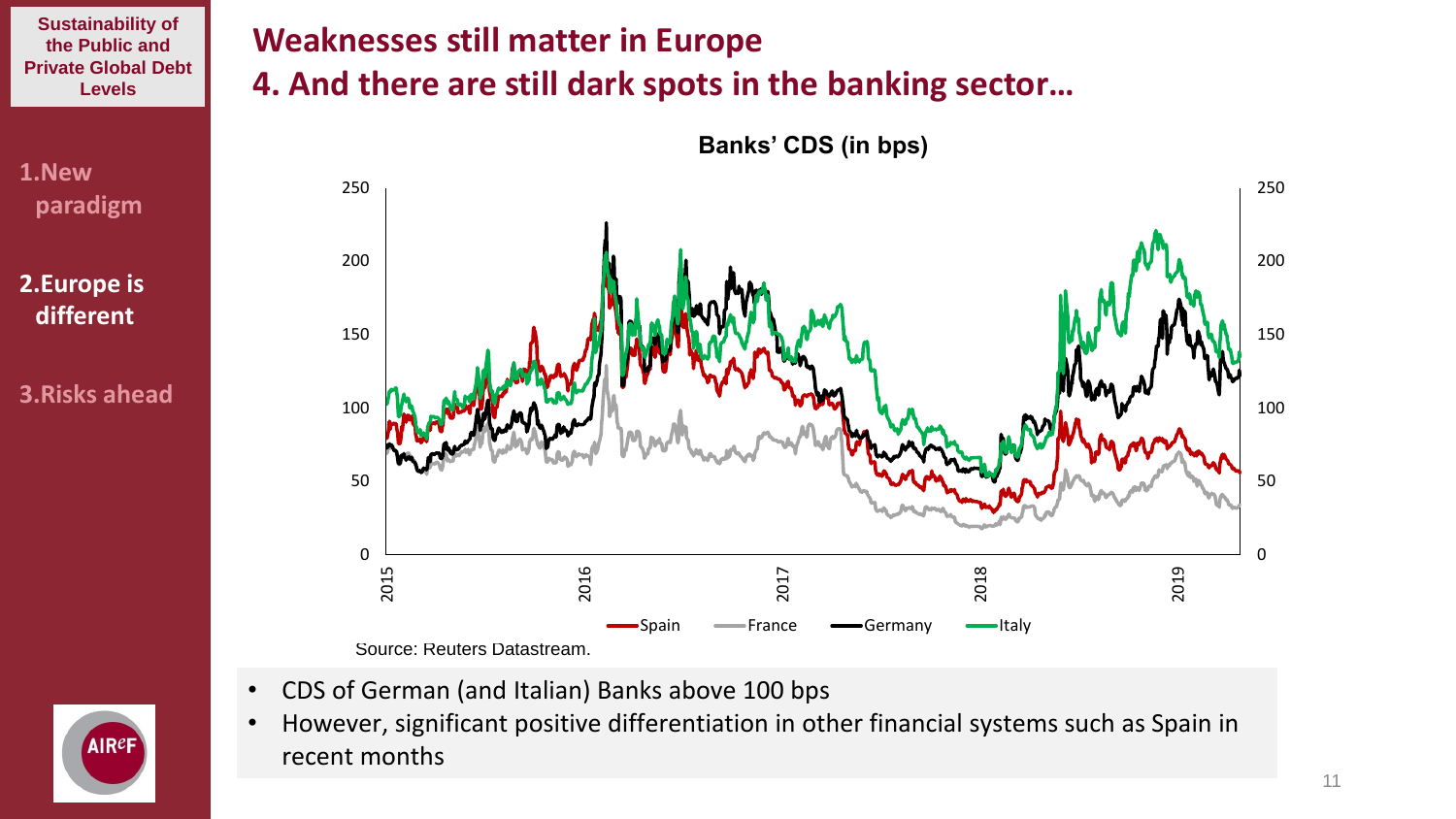# Weaknesses still matter in Europe

## 4. And there are still dark spots in the banking sector…

**Banks' CDS (in bps)**

Source: Reuters Datastream.

- CDS of German (and Italian) Banks above 100 bps
- However, significant positive differentiation in other financial systems such as Spain in recent months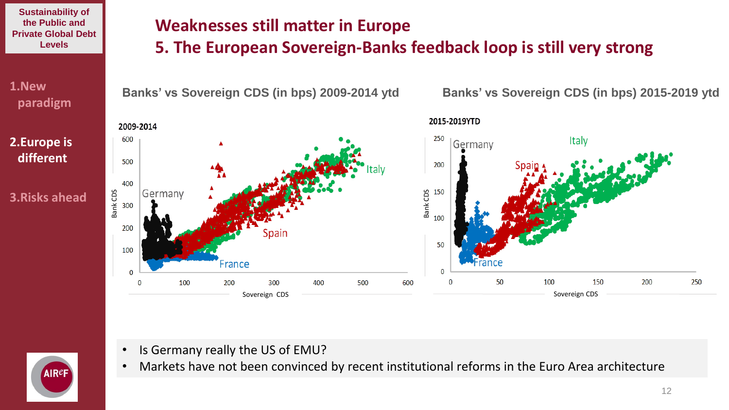Sustainability of the Public and Private Global Debt Levels

1. New paradigm
2. Europe is different
3. Risks ahead

# Weaknesses still matter in Europe

## 5. The European Sovereign-Banks feedback loop is still very strong

**Banks' vs Sovereign CDS (in bps) 2009-2014 ytd**

**Banks' vs Sovereign CDS (in bps) 2015-2019 ytd**

- Is Germany really the US of EMU?
- Markets have not been convinced by recent institutional reforms in the Euro Area architecture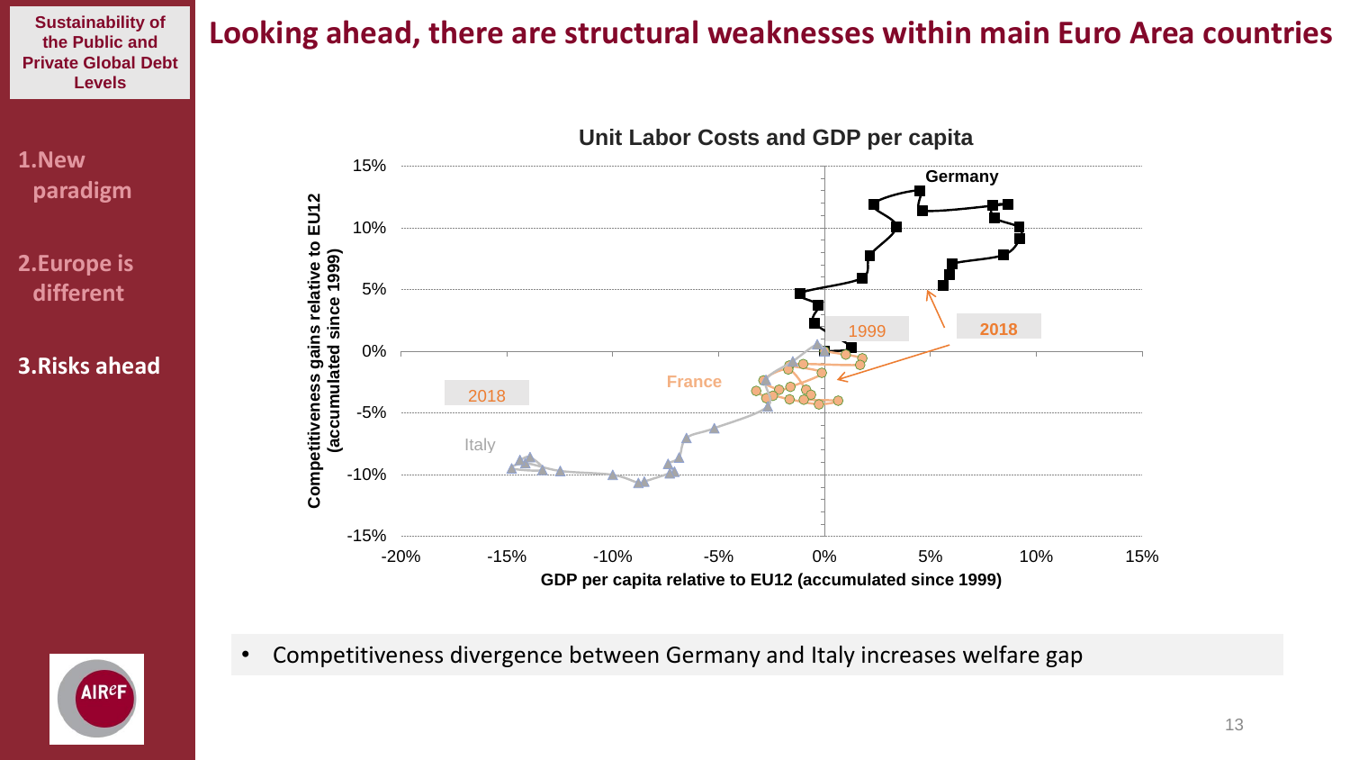# Looking ahead, there are structural weaknesses within main Euro Area countries

Sustainability of the Public and Private Global Debt Levels

1. New paradigm
2. Europe is different
3. **Risks ahead**

**Unit Labor Costs and GDP per capita**

Competitiveness gains relative to EU12 (accumulated since 1999)

GDP per capita relative to EU12 (accumulated since 1999)

Germany, France, Italy, 1999, 2018

- Competitiveness divergence between Germany and Italy increases welfare gap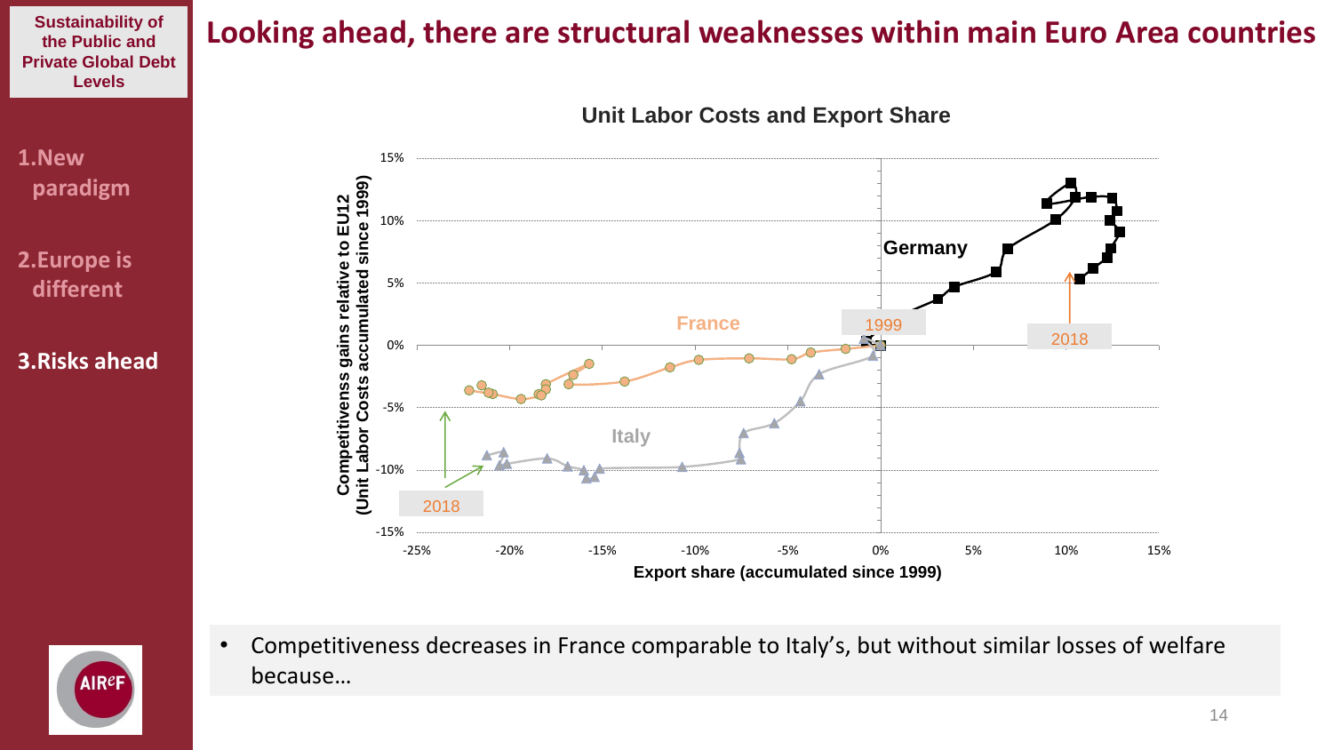**Sustainability of the Public and Private Global Debt Levels**

1. New paradigm
2. Europe is different
3. **Risks ahead**

# Looking ahead, there are structural weaknesses within main Euro Area countries

**Unit Labor Costs and Export Share**

Competitivenss gains relative to EU12 (Unit Labor Costs accumulated since 1999)

Export share (accumulated since 1999)

Germany

France

Italy

1999

2018

2018

- Competitiveness decreases in France comparable to Italy's, but without similar losses of welfare because…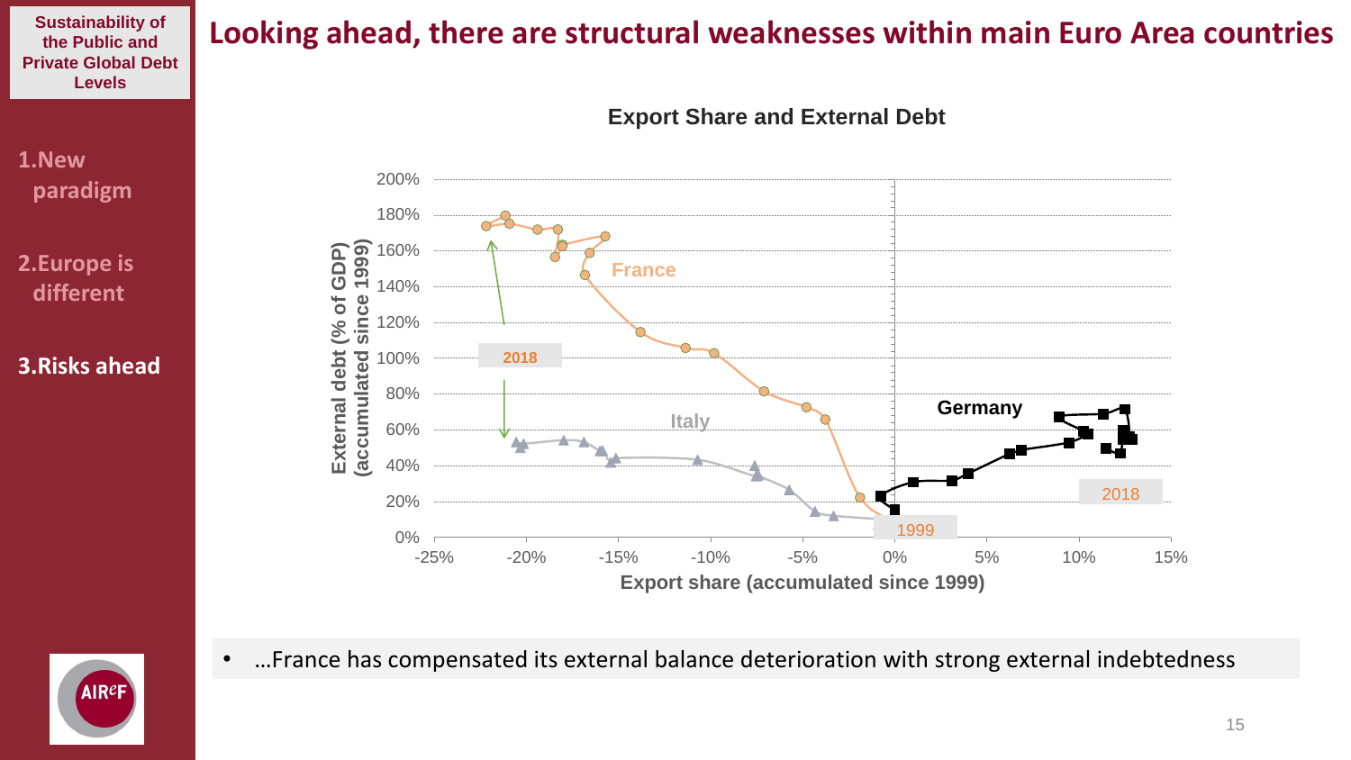# Looking ahead, there are structural weaknesses within main Euro Area countries

**Export Share and External Debt**

- …France has compensated its external balance deterioration with strong external indebtedness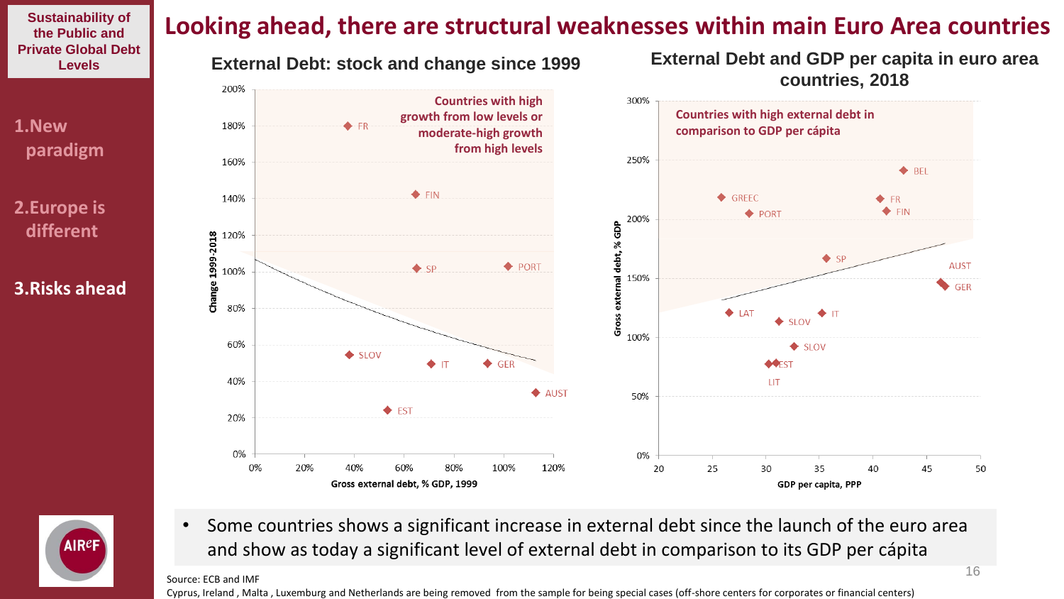# Looking ahead, there are structural weaknesses within main Euro Area countries

Sustainability of the Public and Private Global Debt Levels

1. New paradigm
2. Europe is different
3. **Risks ahead**

## External Debt: stock and change since 1999

Countries with high growth from low levels or moderate-high growth from high levels

Change 1999-2018 vs. Gross external debt, % GDP, 1999

FR, FIN, SP, PORT, SLOV, IT, GER, AUST, EST

## External Debt and GDP per capita in euro area countries, 2018

Countries with high external debt in comparison to GDP per cápita

Gross external debt, % GDP vs. GDP per capita, PPP

BEL, GREEC, FR, FIN, PORT, SP, AUST, GER, LAT, IT, SLOV, SLOV, EST, LIT

- Some countries shows a significant increase in external debt since the launch of the euro area and show as today a significant level of external debt in comparison to its GDP per cápita

Source: ECB and IMF

Cyprus, Ireland , Malta , Luxemburg and Netherlands are being removed from the sample for being special cases (off-shore centers for corporates or financial centers)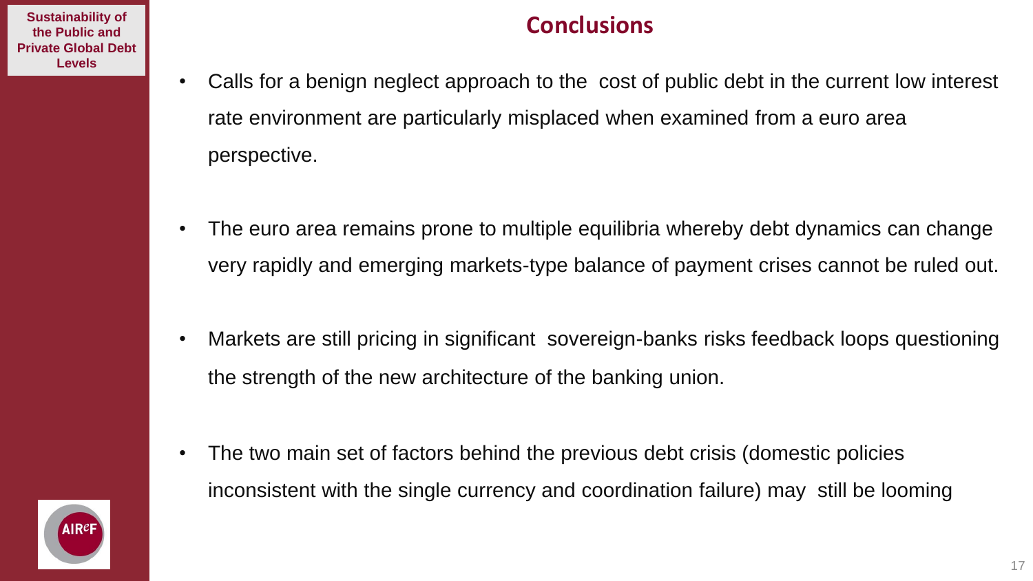# Conclusions

- Calls for a benign neglect approach to the cost of public debt in the current low interest rate environment are particularly misplaced when examined from a euro area perspective.

- The euro area remains prone to multiple equilibria whereby debt dynamics can change very rapidly and emerging markets-type balance of payment crises cannot be ruled out.

- Markets are still pricing in significant sovereign-banks risks feedback loops questioning the strength of the new architecture of the banking union.

- The two main set of factors behind the previous debt crisis (domestic policies inconsistent with the single currency and coordination failure) may still be looming